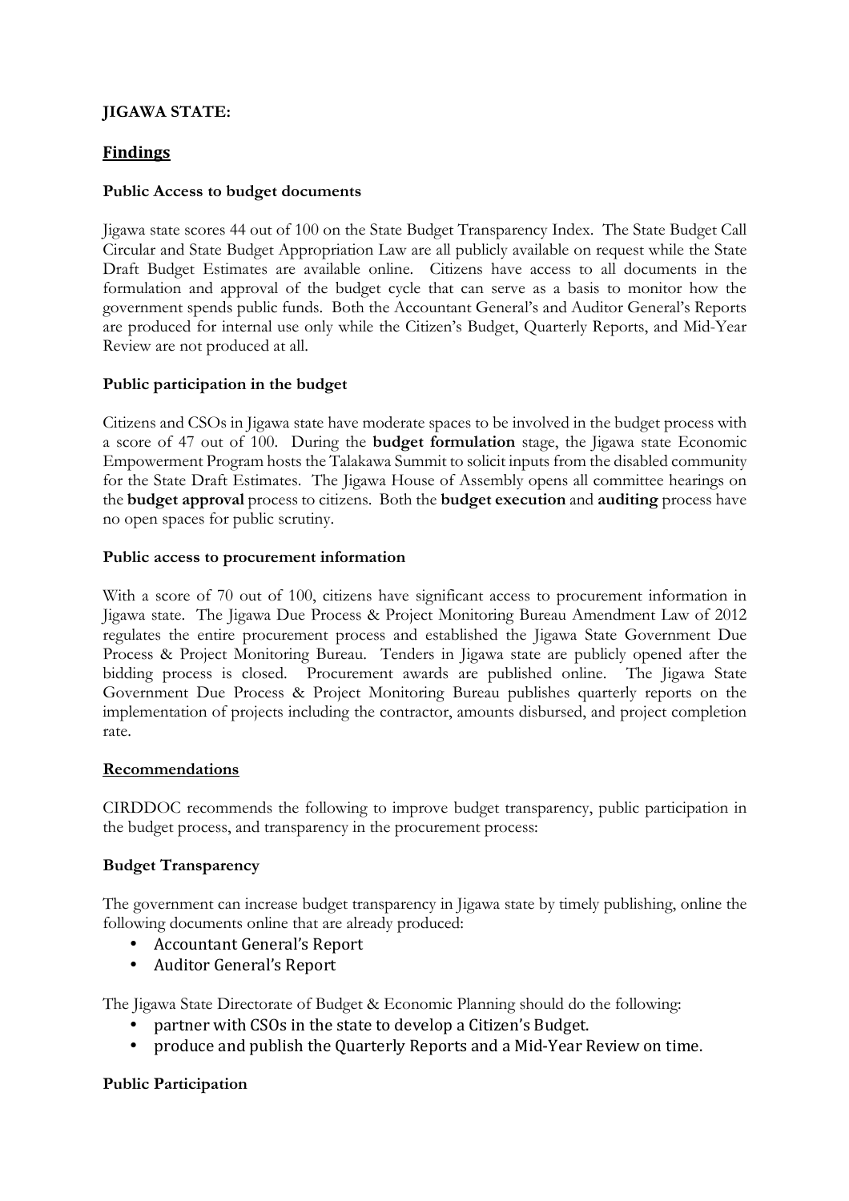**JIGAWA STATE:**

## Findings

### Public Access to budget documents

Jigawa state scores 44 out of 100 on the State Budget Transparency Index. The State Budget Call Circular and State Budget Appropriation Law are all publicly available on request while the State Draft Budget Estimates are available online. Citizens have access to all documents in the formulation and approval of the budget cycle that can serve as a basis to monitor how the government spends public funds. Both the Accountant General's and Auditor General's Reports are produced for internal use only while the Citizen's Budget, Quarterly Reports, and Mid-Year Review are not produced at all.

### Public participation in the budget

Citizens and CSOs in Jigawa state have moderate spaces to be involved in the budget process with a score of 47 out of 100. During the **budget formulation** stage, the Jigawa state Economic Empowerment Program hosts the Talakawa Summit to solicit inputs from the disabled community for the State Draft Estimates. The Jigawa House of Assembly opens all committee hearings on the **budget approval** process to citizens. Both the **budget execution** and **auditing** process have no open spaces for public scrutiny.

### Public access to procurement information

With a score of 70 out of 100, citizens have significant access to procurement information in Jigawa state. The Jigawa Due Process & Project Monitoring Bureau Amendment Law of 2012 regulates the entire procurement process and established the Jigawa State Government Due Process & Project Monitoring Bureau. Tenders in Jigawa state are publicly opened after the bidding process is closed. Procurement awards are published online. The Jigawa State Government Due Process & Project Monitoring Bureau publishes quarterly reports on the implementation of projects including the contractor, amounts disbursed, and project completion rate.

## Recommendations

CIRDDOC recommends the following to improve budget transparency, public participation in the budget process, and transparency in the procurement process:

### Budget Transparency

The government can increase budget transparency in Jigawa state by timely publishing, online the following documents online that are already produced:

- Accountant General's Report
- Auditor General's Report

The Jigawa State Directorate of Budget & Economic Planning should do the following:

- partner with CSOs in the state to develop a Citizen's Budget.
- produce and publish the Quarterly Reports and a Mid-Year Review on time.

### Public Participation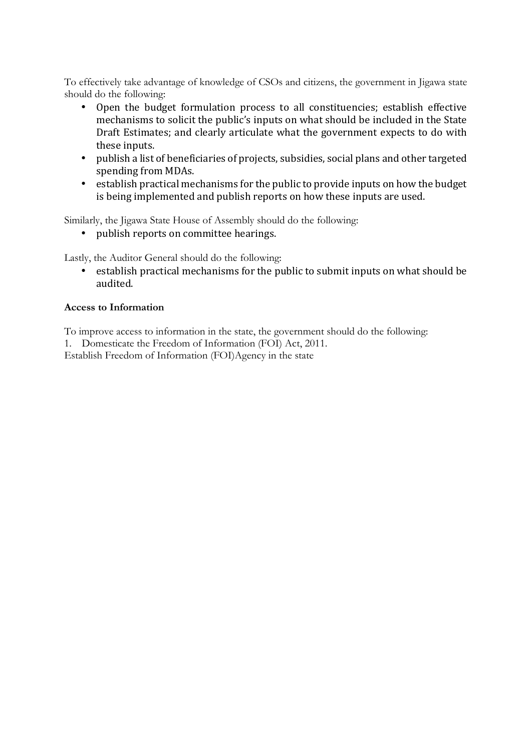To effectively take advantage of knowledge of CSOs and citizens, the government in Jigawa state should do the following:

- Open the budget formulation process to all constituencies; establish effective mechanisms to solicit the public's inputs on what should be included in the State Draft Estimates; and clearly articulate what the government expects to do with these inputs.
- publish a list of beneficiaries of projects, subsidies, social plans and other targeted spending from MDAs.
- establish practical mechanisms for the public to provide inputs on how the budget is being implemented and publish reports on how these inputs are used.

Similarly, the Jigawa State House of Assembly should do the following:

- publish reports on committee hearings.

Lastly, the Auditor General should do the following:

- establish practical mechanisms for the public to submit inputs on what should be audited.

**Access to Information**

To improve access to information in the state, the government should do the following:

1. Domesticate the Freedom of Information (FOI) Act, 2011.

Establish Freedom of Information (FOI)Agency in the state